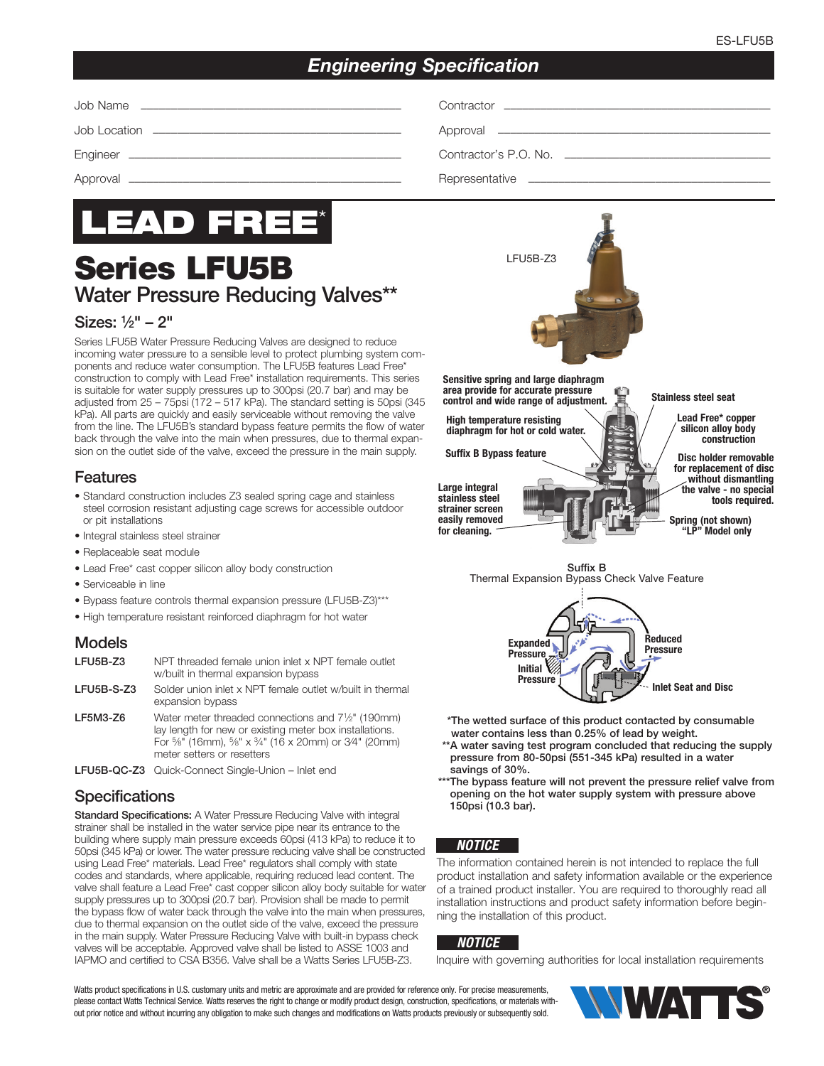ES-LFU5B

## Engineering Specification

Job Name ______________________

Job Location ______________________

Engineer ______________________

Approval ______________________

Contractor ______________________

Approval ______________________

Contractor's P.O. No. ______________________

Representative ______________________

**LEAD FREE***

# Series LFU5B

## Water Pressure Reducing Valves**

### Sizes: ½" – 2"

Series LFU5B Water Pressure Reducing Valves are designed to reduce incoming water pressure to a sensible level to protect plumbing system components and reduce water consumption. The LFU5B features Lead Free* construction to comply with Lead Free* installation requirements. This series is suitable for water supply pressures up to 300psi (20.7 bar) and may be adjusted from 25 – 75psi (172 – 517 kPa). The standard setting is 50psi (345 kPa). All parts are quickly and easily serviceable without removing the valve from the line. The LFU5B's standard bypass feature permits the flow of water back through the valve into the main when pressures, due to thermal expansion on the outlet side of the valve, exceed the pressure in the main supply.

LFU5B-Z3

- Sensitive spring and large diaphragm area provide for accurate pressure control and wide range of adjustment.
- High temperature resisting diaphragm for hot or cold water.
- Suffix B Bypass feature
- Large integral stainless steel strainer screen easily removed for cleaning.
- Stainless steel seat
- Lead Free* copper silicon alloy body construction
- Disc holder removable for replacement of disc without dismantling the valve - no special tools required.
- Spring (not shown) "LP" Model only

Suffix B
Thermal Expansion Bypass Check Valve Feature

Expanded Pressure — Reduced Pressure — Initial Pressure — Inlet Seat and Disc

### Features

- Standard construction includes Z3 sealed spring cage and stainless steel corrosion resistant adjusting cage screws for accessible outdoor or pit installations
- Integral stainless steel strainer
- Replaceable seat module
- Lead Free* cast copper silicon alloy body construction
- Serviceable in line
- Bypass feature controls thermal expansion pressure (LFU5B-Z3)***
- High temperature resistant reinforced diaphragm for hot water

### Models

| Model | Description |
|---|---|
| **LFU5B-Z3** | NPT threaded female union inlet x NPT female outlet w/built in thermal expansion bypass |
| **LFU5B-S-Z3** | Solder union inlet x NPT female outlet w/built in thermal expansion bypass |
| **LF5M3-Z6** | Water meter threaded connections and 7½" (190mm) lay length for new or existing meter box installations. For ⅝" (16mm), ⅝" x ¾" (16 x 20mm) or 3⁄4" (20mm) meter setters or resetters |
| **LFU5B-QC-Z3** | Quick-Connect Single-Union – Inlet end |

### Specifications

**Standard Specifications:** A Water Pressure Reducing Valve with integral strainer shall be installed in the water service pipe near its entrance to the building where supply main pressure exceeds 60psi (413 kPa) to reduce it to 50psi (345 kPa) or lower. The water pressure reducing valve shall be constructed using Lead Free* materials. Lead Free* regulators shall comply with state codes and standards, where applicable, requiring reduced lead content. The valve shall feature a Lead Free* cast copper silicon alloy body suitable for water supply pressures up to 300psi (20.7 bar). Provision shall be made to permit the bypass flow of water back through the valve into the main when pressures, due to thermal expansion on the outlet side of the valve, exceed the pressure in the main supply. Water Pressure Reducing Valve with built-in bypass check valves will be acceptable. Approved valve shall be listed to ASSE 1003 and IAPMO and certified to CSA B356. Valve shall be a Watts Series LFU5B-Z3.

*The wetted surface of this product contacted by consumable water contains less than 0.25% of lead by weight.

**A water saving test program concluded that reducing the supply pressure from 80-50psi (551-345 kPa) resulted in a water savings of 30%.

***The bypass feature will not prevent the pressure relief valve from opening on the hot water supply system with pressure above 150psi (10.3 bar).

***NOTICE***

The information contained herein is not intended to replace the full product installation and safety information available or the experience of a trained product installer. You are required to thoroughly read all installation instructions and product safety information before beginning the installation of this product.

***NOTICE***

Inquire with governing authorities for local installation requirements

Watts product specifications in U.S. customary units and metric are approximate and are provided for reference only. For precise measurements, please contact Watts Technical Service. Watts reserves the right to change or modify product design, construction, specifications, or materials without prior notice and without incurring any obligation to make such changes and modifications on Watts products previously or subsequently sold.

WATTS®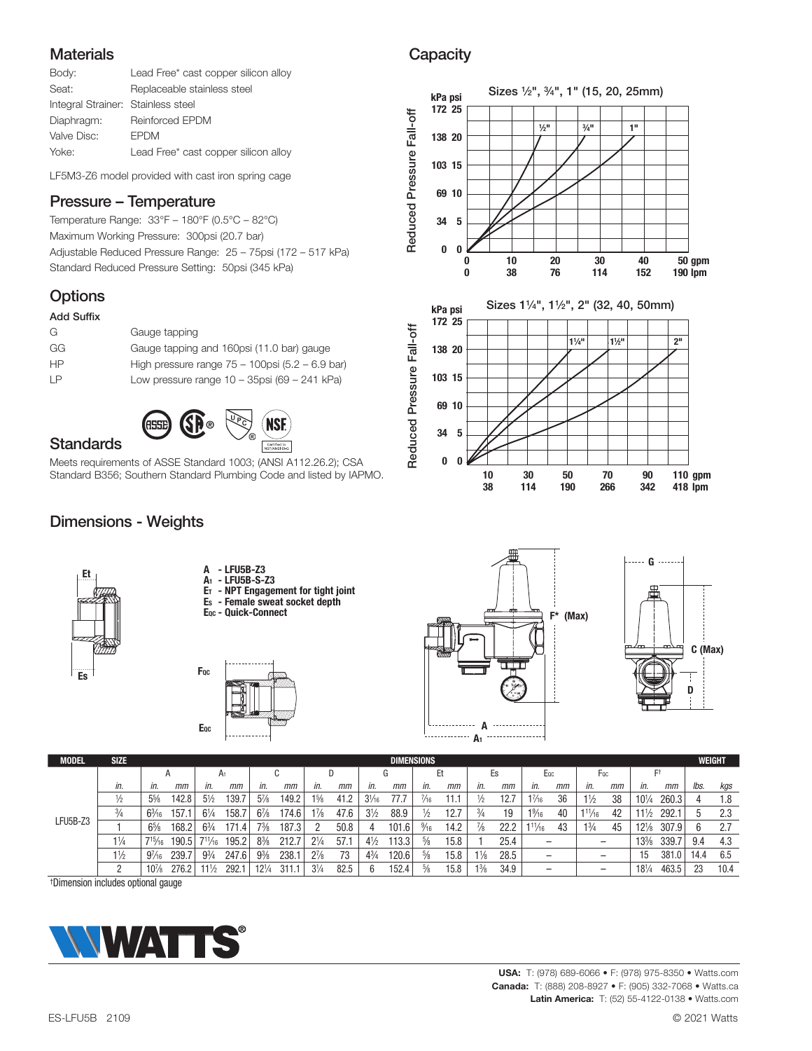## Materials

Body: Lead Free* cast copper silicon alloy
Seat: Replaceable stainless steel
Integral Strainer: Stainless steel
Diaphragm: Reinforced EPDM
Valve Disc: EPDM
Yoke: Lead Free* cast copper silicon alloy

LF5M3-Z6 model provided with cast iron spring cage

## Pressure – Temperature

Temperature Range: 33°F – 180°F (0.5°C – 82°C)
Maximum Working Pressure: 300psi (20.7 bar)
Adjustable Reduced Pressure Range: 25 – 75psi (172 – 517 kPa)
Standard Reduced Pressure Setting: 50psi (345 kPa)

## Options

**Add Suffix**

G Gauge tapping
GG Gauge tapping and 160psi (11.0 bar) gauge
HP High pressure range 75 – 100psi (5.2 – 6.9 bar)
LP Low pressure range 10 – 35psi (69 – 241 kPa)

## Standards

Meets requirements of ASSE Standard 1003; (ANSI A112.26.2); CSA Standard B356; Southern Standard Plumbing Code and listed by IAPMO.

## Capacity

Sizes ½", ¾", 1" (15, 20, 25mm)

Reduced Pressure Fall-off
kPa psi
172 25
138 20
103 15
69 10
34 5
0 0
½" ¾" 1"
0 10 20 30 40 50 gpm
0 38 76 114 152 190 lpm

Sizes 1¼", 1½", 2" (32, 40, 50mm)

Reduced Pressure Fall-off
kPa psi
172 25
138 20
103 15
69 10
34 5
0 0
1¼" 1½" 2"
10 30 50 70 90 110 gpm
38 114 190 266 342 418 lpm

## Dimensions - Weights

A - LFU5B-Z3
A1 - LFU5B-S-Z3
ET - NPT Engagement for tight joint
ES - Female sweat socket depth
EQC - Quick-Connect

| MODEL | SIZE | A | | A1 | | C | | D | | G | | Et | | Es | | EQC | | FQC | | F† | | WEIGHT | |
|---|---|---|---|---|---|---|---|---|---|---|---|---|---|---|---|---|---|---|---|---|---|---|---|
| | in. | in. | mm | in. | mm | in. | mm | in. | mm | in. | mm | in. | mm | in. | mm | in. | mm | in. | mm | in. | mm | lbs. | kgs |
| LFU5B-Z3 | ½ | 5⅝ | 142.8 | 5½ | 139.7 | 5⅞ | 149.2 | 1⅝ | 41.2 | 31/16 | 77.7 | 7/16 | 11.1 | ½ | 12.7 | 1⁷/16 | 36 | 1½ | 38 | 10¼ | 260.3 | 4 | 1.8 |
| | ¾ | 6³/16 | 157.1 | 6¼ | 158.7 | 6⅞ | 174.6 | 1⅞ | 47.6 | 3½ | 88.9 | ½ | 12.7 | ¾ | 19 | 1⁹/16 | 40 | 1¹¹/16 | 42 | 11½ | 292.1 | 5 | 2.3 |
| | 1 | 6⅝ | 168.2 | 6¾ | 171.4 | 7⅜ | 187.3 | 2 | 50.8 | 4 | 101.6 | 9/16 | 14.2 | ⅞ | 22.2 | 1¹¹/16 | 43 | 1¾ | 45 | 12⅛ | 307.9 | 6 | 2.7 |
| | 1¼ | 7¹⁵/16 | 190.5 | 7¹¹/16 | 195.2 | 8⅜ | 212.7 | 2¼ | 57.1 | 4½ | 113.3 | ⅝ | 15.8 | 1 | 25.4 | – | | – | | 13⅜ | 339.7 | 9.4 | 4.3 |
| | 1½ | 9⁷/16 | 239.7 | 9¾ | 247.6 | 9⅜ | 238.1 | 2⅞ | 73 | 4¾ | 120.6 | ⅝ | 15.8 | 1⅛ | 28.5 | – | | – | | 15 | 381.0 | 14.4 | 6.5 |
| | 2 | 10⅞ | 276.2 | 11½ | 292.1 | 12¼ | 311.1 | 3¼ | 82.5 | 6 | 152.4 | ⅝ | 15.8 | 1⅜ | 34.9 | – | | – | | 18¼ | 463.5 | 23 | 10.4 |

†Dimension includes optional gauge

**USA:** T: (978) 689-6066 • F: (978) 975-8350 • Watts.com
**Canada:** T: (888) 208-8927 • F: (905) 332-7068 • Watts.ca
**Latin America:** T: (52) 55-4122-0138 • Watts.com

ES-LFU5B 2109 © 2021 Watts